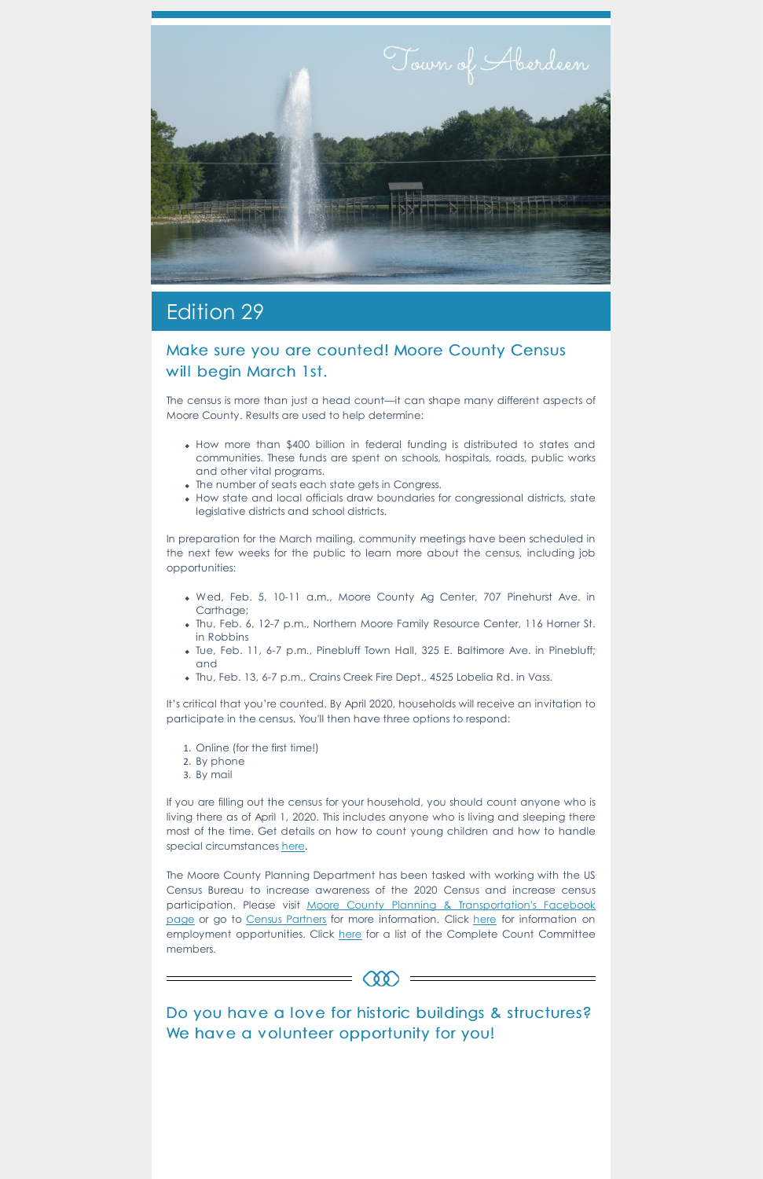Town of Aberdeen

# Edition 29

## Make sure you are counted! Moore County Census will begin March 1st.

The census is more than just a head count—it can shape many different aspects of Moore County. Results are used to help determine:

- How more than $400 billion in federal funding is distributed to states and communities. These funds are spent on schools, hospitals, roads, public works and other vital programs.
- The number of seats each state gets in Congress.
- How state and local officials draw boundaries for congressional districts, state legislative districts and school districts.

In preparation for the March mailing, community meetings have been scheduled in the next few weeks for the public to learn more about the census, including job opportunities:

- Wed, Feb. 5, 10-11 a.m., Moore County Ag Center, 707 Pinehurst Ave. in Carthage;
- Thu, Feb. 6, 12-7 p.m., Northern Moore Family Resource Center, 116 Horner St. in Robbins
- Tue, Feb. 11, 6-7 p.m., Pinebluff Town Hall, 325 E. Baltimore Ave. in Pinebluff; and
- Thu, Feb. 13, 6-7 p.m., Crains Creek Fire Dept., 4525 Lobelia Rd. in Vass.

It's critical that you're counted. By April 2020, households will receive an invitation to participate in the census. You'll then have three options to respond:

1. Online (for the first time!)
2. By phone
3. By mail

If you are filling out the census for your household, you should count anyone who is living there as of April 1, 2020. This includes anyone who is living and sleeping there most of the time. Get details on how to count young children and how to handle special circumstances here.

The Moore County Planning Department has been tasked with working with the US Census Bureau to increase awareness of the 2020 Census and increase census participation. Please visit Moore County Planning & Transportation's Facebook page or go to Census Partners for more information. Click here for information on employment opportunities. Click here for a list of the Complete Count Committee members.

## Do you have a love for historic buildings & structures? We have a volunteer opportunity for you!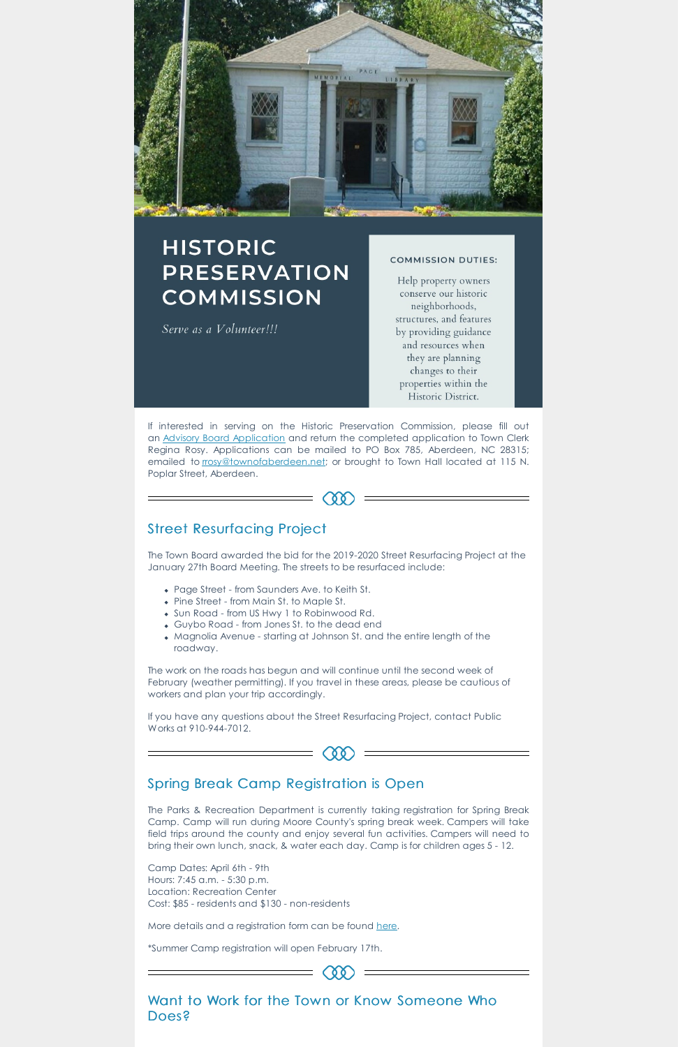# HISTORIC PRESERVATION COMMISSION

*Serve as a Volunteer!!!*

**COMMISSION DUTIES:**

Help property owners conserve our historic neighborhoods, structures, and features by providing guidance and resources when they are planning changes to their properties within the Historic District.

If interested in serving on the Historic Preservation Commission, please fill out an Advisory Board Application and return the completed application to Town Clerk Regina Rosy. Applications can be mailed to PO Box 785, Aberdeen, NC 28315; emailed to rrosy@townofaberdeen.net; or brought to Town Hall located at 115 N. Poplar Street, Aberdeen.

## Street Resurfacing Project

The Town Board awarded the bid for the 2019-2020 Street Resurfacing Project at the January 27th Board Meeting. The streets to be resurfaced include:

- Page Street - from Saunders Ave. to Keith St.
- Pine Street - from Main St. to Maple St.
- Sun Road - from US Hwy 1 to Robinwood Rd.
- Guybo Road - from Jones St. to the dead end
- Magnolia Avenue - starting at Johnson St. and the entire length of the roadway.

The work on the roads has begun and will continue until the second week of February (weather permitting). If you travel in these areas, please be cautious of workers and plan your trip accordingly.

If you have any questions about the Street Resurfacing Project, contact Public Works at 910-944-7012.

## Spring Break Camp Registration is Open

The Parks & Recreation Department is currently taking registration for Spring Break Camp. Camp will run during Moore County's spring break week. Campers will take field trips around the county and enjoy several fun activities. Campers will need to bring their own lunch, snack, & water each day. Camp is for children ages 5 - 12.

Camp Dates: April 6th - 9th
Hours: 7:45 a.m. - 5:30 p.m.
Location: Recreation Center
Cost: $85 - residents and $130 - non-residents

More details and a registration form can be found here.

*Summer Camp registration will open February 17th.

## Want to Work for the Town or Know Someone Who Does?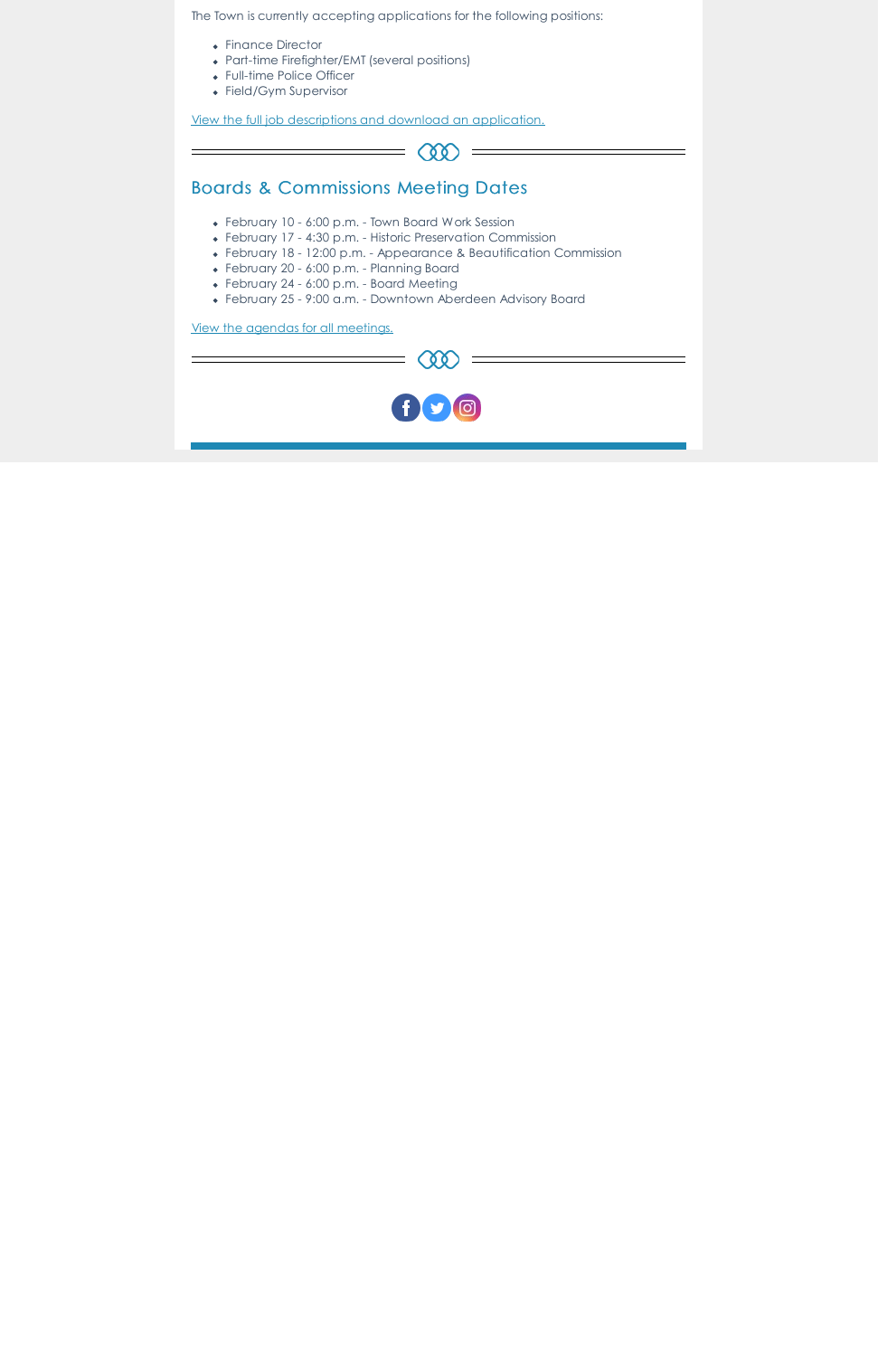The Town is currently accepting applications for the following positions:

- Finance Director
- Part-time Firefighter/EMT (several positions)
- Full-time Police Officer
- Field/Gym Supervisor

View the full job descriptions and download an application.

## Boards & Commissions Meeting Dates

- February 10 - 6:00 p.m. - Town Board Work Session
- February 17 - 4:30 p.m. - Historic Preservation Commission
- February 18 - 12:00 p.m. - Appearance & Beautification Commission
- February 20 - 6:00 p.m. - Planning Board
- February 24 - 6:00 p.m. - Board Meeting
- February 25 - 9:00 a.m. - Downtown Aberdeen Advisory Board

View the agendas for all meetings.